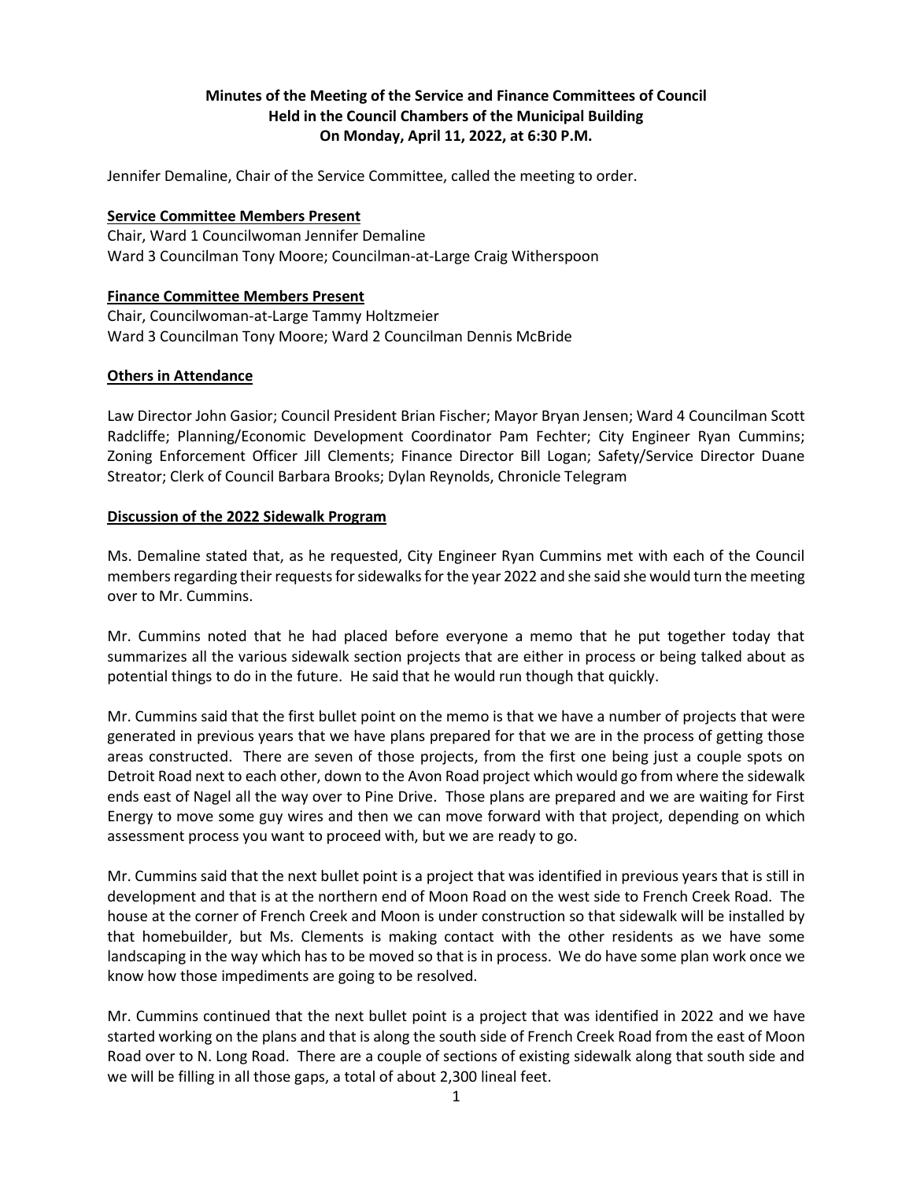**Minutes of the Meeting of the Service and Finance Committees of Council**
**Held in the Council Chambers of the Municipal Building**
**On Monday, April 11, 2022, at 6:30 P.M.**

Jennifer Demaline, Chair of the Service Committee, called the meeting to order.

**Service Committee Members Present**

Chair, Ward 1 Councilwoman Jennifer Demaline
Ward 3 Councilman Tony Moore; Councilman-at-Large Craig Witherspoon

**Finance Committee Members Present**

Chair, Councilwoman-at-Large Tammy Holtzmeier
Ward 3 Councilman Tony Moore; Ward 2 Councilman Dennis McBride

**Others in Attendance**

Law Director John Gasior; Council President Brian Fischer; Mayor Bryan Jensen; Ward 4 Councilman Scott Radcliffe; Planning/Economic Development Coordinator Pam Fechter; City Engineer Ryan Cummins; Zoning Enforcement Officer Jill Clements; Finance Director Bill Logan; Safety/Service Director Duane Streator; Clerk of Council Barbara Brooks; Dylan Reynolds, Chronicle Telegram

**Discussion of the 2022 Sidewalk Program**

Ms. Demaline stated that, as he requested, City Engineer Ryan Cummins met with each of the Council members regarding their requests for sidewalks for the year 2022 and she said she would turn the meeting over to Mr. Cummins.

Mr. Cummins noted that he had placed before everyone a memo that he put together today that summarizes all the various sidewalk section projects that are either in process or being talked about as potential things to do in the future. He said that he would run though that quickly.

Mr. Cummins said that the first bullet point on the memo is that we have a number of projects that were generated in previous years that we have plans prepared for that we are in the process of getting those areas constructed. There are seven of those projects, from the first one being just a couple spots on Detroit Road next to each other, down to the Avon Road project which would go from where the sidewalk ends east of Nagel all the way over to Pine Drive. Those plans are prepared and we are waiting for First Energy to move some guy wires and then we can move forward with that project, depending on which assessment process you want to proceed with, but we are ready to go.

Mr. Cummins said that the next bullet point is a project that was identified in previous years that is still in development and that is at the northern end of Moon Road on the west side to French Creek Road. The house at the corner of French Creek and Moon is under construction so that sidewalk will be installed by that homebuilder, but Ms. Clements is making contact with the other residents as we have some landscaping in the way which has to be moved so that is in process. We do have some plan work once we know how those impediments are going to be resolved.

Mr. Cummins continued that the next bullet point is a project that was identified in 2022 and we have started working on the plans and that is along the south side of French Creek Road from the east of Moon Road over to N. Long Road. There are a couple of sections of existing sidewalk along that south side and we will be filling in all those gaps, a total of about 2,300 lineal feet.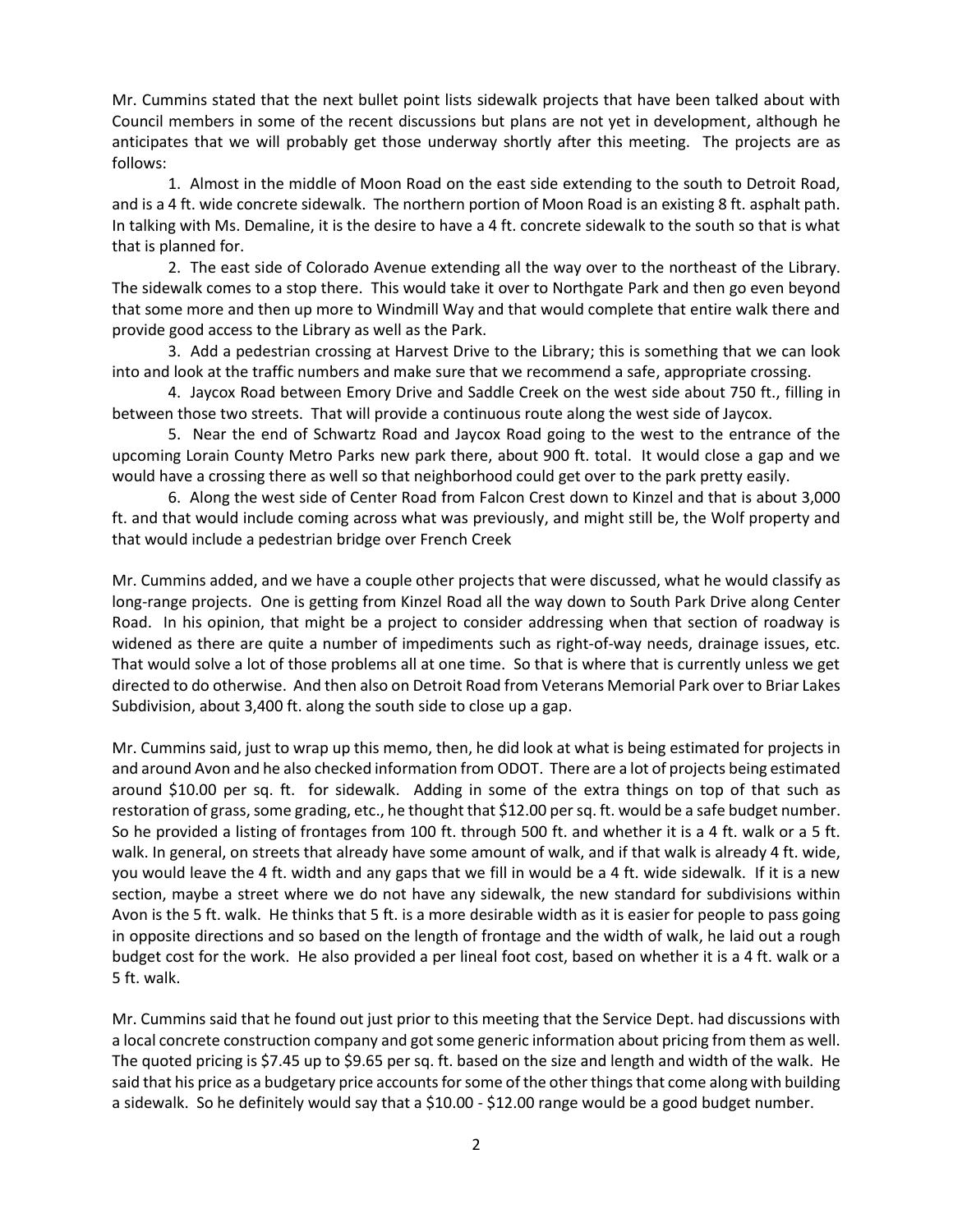Mr. Cummins stated that the next bullet point lists sidewalk projects that have been talked about with Council members in some of the recent discussions but plans are not yet in development, although he anticipates that we will probably get those underway shortly after this meeting. The projects are as follows:

1. Almost in the middle of Moon Road on the east side extending to the south to Detroit Road, and is a 4 ft. wide concrete sidewalk. The northern portion of Moon Road is an existing 8 ft. asphalt path. In talking with Ms. Demaline, it is the desire to have a 4 ft. concrete sidewalk to the south so that is what that is planned for.

2. The east side of Colorado Avenue extending all the way over to the northeast of the Library. The sidewalk comes to a stop there. This would take it over to Northgate Park and then go even beyond that some more and then up more to Windmill Way and that would complete that entire walk there and provide good access to the Library as well as the Park.

3. Add a pedestrian crossing at Harvest Drive to the Library; this is something that we can look into and look at the traffic numbers and make sure that we recommend a safe, appropriate crossing.

4. Jaycox Road between Emory Drive and Saddle Creek on the west side about 750 ft., filling in between those two streets. That will provide a continuous route along the west side of Jaycox.

5. Near the end of Schwartz Road and Jaycox Road going to the west to the entrance of the upcoming Lorain County Metro Parks new park there, about 900 ft. total. It would close a gap and we would have a crossing there as well so that neighborhood could get over to the park pretty easily.

6. Along the west side of Center Road from Falcon Crest down to Kinzel and that is about 3,000 ft. and that would include coming across what was previously, and might still be, the Wolf property and that would include a pedestrian bridge over French Creek

Mr. Cummins added, and we have a couple other projects that were discussed, what he would classify as long-range projects. One is getting from Kinzel Road all the way down to South Park Drive along Center Road. In his opinion, that might be a project to consider addressing when that section of roadway is widened as there are quite a number of impediments such as right-of-way needs, drainage issues, etc. That would solve a lot of those problems all at one time. So that is where that is currently unless we get directed to do otherwise. And then also on Detroit Road from Veterans Memorial Park over to Briar Lakes Subdivision, about 3,400 ft. along the south side to close up a gap.

Mr. Cummins said, just to wrap up this memo, then, he did look at what is being estimated for projects in and around Avon and he also checked information from ODOT. There are a lot of projects being estimated around $10.00 per sq. ft. for sidewalk. Adding in some of the extra things on top of that such as restoration of grass, some grading, etc., he thought that $12.00 per sq. ft. would be a safe budget number. So he provided a listing of frontages from 100 ft. through 500 ft. and whether it is a 4 ft. walk or a 5 ft. walk. In general, on streets that already have some amount of walk, and if that walk is already 4 ft. wide, you would leave the 4 ft. width and any gaps that we fill in would be a 4 ft. wide sidewalk. If it is a new section, maybe a street where we do not have any sidewalk, the new standard for subdivisions within Avon is the 5 ft. walk. He thinks that 5 ft. is a more desirable width as it is easier for people to pass going in opposite directions and so based on the length of frontage and the width of walk, he laid out a rough budget cost for the work. He also provided a per lineal foot cost, based on whether it is a 4 ft. walk or a 5 ft. walk.

Mr. Cummins said that he found out just prior to this meeting that the Service Dept. had discussions with a local concrete construction company and got some generic information about pricing from them as well. The quoted pricing is $7.45 up to $9.65 per sq. ft. based on the size and length and width of the walk. He said that his price as a budgetary price accounts for some of the other things that come along with building a sidewalk. So he definitely would say that a $10.00 - $12.00 range would be a good budget number.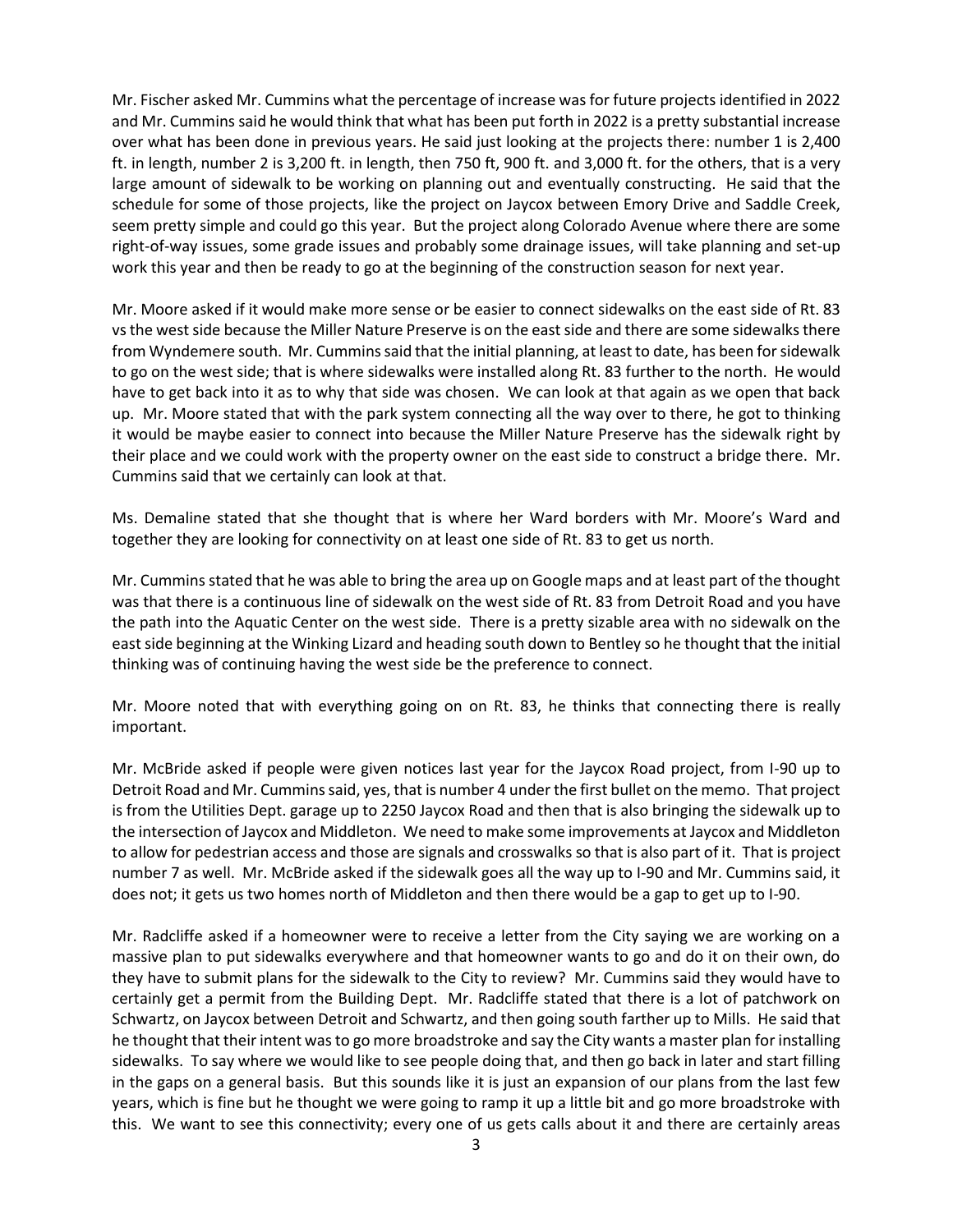Mr. Fischer asked Mr. Cummins what the percentage of increase was for future projects identified in 2022 and Mr. Cummins said he would think that what has been put forth in 2022 is a pretty substantial increase over what has been done in previous years. He said just looking at the projects there: number 1 is 2,400 ft. in length, number 2 is 3,200 ft. in length, then 750 ft, 900 ft. and 3,000 ft. for the others, that is a very large amount of sidewalk to be working on planning out and eventually constructing. He said that the schedule for some of those projects, like the project on Jaycox between Emory Drive and Saddle Creek, seem pretty simple and could go this year. But the project along Colorado Avenue where there are some right-of-way issues, some grade issues and probably some drainage issues, will take planning and set-up work this year and then be ready to go at the beginning of the construction season for next year.

Mr. Moore asked if it would make more sense or be easier to connect sidewalks on the east side of Rt. 83 vs the west side because the Miller Nature Preserve is on the east side and there are some sidewalks there from Wyndemere south. Mr. Cummins said that the initial planning, at least to date, has been for sidewalk to go on the west side; that is where sidewalks were installed along Rt. 83 further to the north. He would have to get back into it as to why that side was chosen. We can look at that again as we open that back up. Mr. Moore stated that with the park system connecting all the way over to there, he got to thinking it would be maybe easier to connect into because the Miller Nature Preserve has the sidewalk right by their place and we could work with the property owner on the east side to construct a bridge there. Mr. Cummins said that we certainly can look at that.

Ms. Demaline stated that she thought that is where her Ward borders with Mr. Moore's Ward and together they are looking for connectivity on at least one side of Rt. 83 to get us north.

Mr. Cummins stated that he was able to bring the area up on Google maps and at least part of the thought was that there is a continuous line of sidewalk on the west side of Rt. 83 from Detroit Road and you have the path into the Aquatic Center on the west side. There is a pretty sizable area with no sidewalk on the east side beginning at the Winking Lizard and heading south down to Bentley so he thought that the initial thinking was of continuing having the west side be the preference to connect.

Mr. Moore noted that with everything going on on Rt. 83, he thinks that connecting there is really important.

Mr. McBride asked if people were given notices last year for the Jaycox Road project, from I-90 up to Detroit Road and Mr. Cummins said, yes, that is number 4 under the first bullet on the memo. That project is from the Utilities Dept. garage up to 2250 Jaycox Road and then that is also bringing the sidewalk up to the intersection of Jaycox and Middleton. We need to make some improvements at Jaycox and Middleton to allow for pedestrian access and those are signals and crosswalks so that is also part of it. That is project number 7 as well. Mr. McBride asked if the sidewalk goes all the way up to I-90 and Mr. Cummins said, it does not; it gets us two homes north of Middleton and then there would be a gap to get up to I-90.

Mr. Radcliffe asked if a homeowner were to receive a letter from the City saying we are working on a massive plan to put sidewalks everywhere and that homeowner wants to go and do it on their own, do they have to submit plans for the sidewalk to the City to review? Mr. Cummins said they would have to certainly get a permit from the Building Dept. Mr. Radcliffe stated that there is a lot of patchwork on Schwartz, on Jaycox between Detroit and Schwartz, and then going south farther up to Mills. He said that he thought that their intent was to go more broadstroke and say the City wants a master plan for installing sidewalks. To say where we would like to see people doing that, and then go back in later and start filling in the gaps on a general basis. But this sounds like it is just an expansion of our plans from the last few years, which is fine but he thought we were going to ramp it up a little bit and go more broadstroke with this. We want to see this connectivity; every one of us gets calls about it and there are certainly areas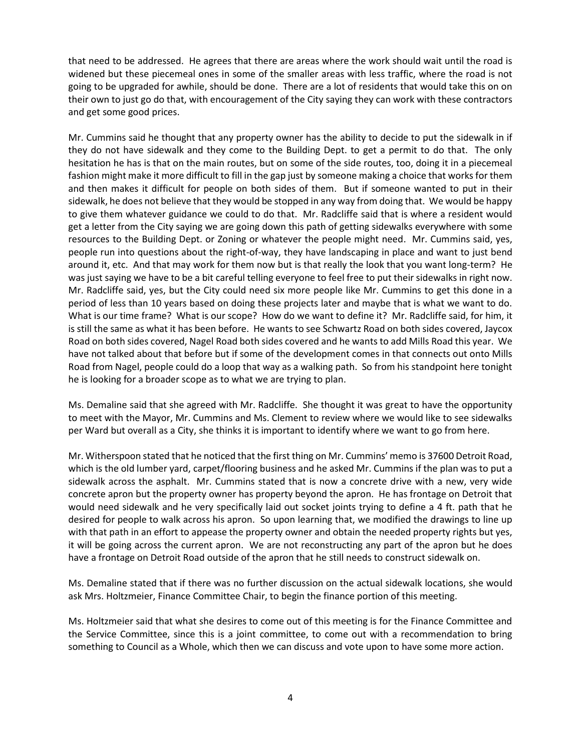that need to be addressed. He agrees that there are areas where the work should wait until the road is widened but these piecemeal ones in some of the smaller areas with less traffic, where the road is not going to be upgraded for awhile, should be done. There are a lot of residents that would take this on on their own to just go do that, with encouragement of the City saying they can work with these contractors and get some good prices.

Mr. Cummins said he thought that any property owner has the ability to decide to put the sidewalk in if they do not have sidewalk and they come to the Building Dept. to get a permit to do that. The only hesitation he has is that on the main routes, but on some of the side routes, too, doing it in a piecemeal fashion might make it more difficult to fill in the gap just by someone making a choice that works for them and then makes it difficult for people on both sides of them. But if someone wanted to put in their sidewalk, he does not believe that they would be stopped in any way from doing that. We would be happy to give them whatever guidance we could to do that. Mr. Radcliffe said that is where a resident would get a letter from the City saying we are going down this path of getting sidewalks everywhere with some resources to the Building Dept. or Zoning or whatever the people might need. Mr. Cummins said, yes, people run into questions about the right-of-way, they have landscaping in place and want to just bend around it, etc. And that may work for them now but is that really the look that you want long-term? He was just saying we have to be a bit careful telling everyone to feel free to put their sidewalks in right now. Mr. Radcliffe said, yes, but the City could need six more people like Mr. Cummins to get this done in a period of less than 10 years based on doing these projects later and maybe that is what we want to do. What is our time frame? What is our scope? How do we want to define it? Mr. Radcliffe said, for him, it is still the same as what it has been before. He wants to see Schwartz Road on both sides covered, Jaycox Road on both sides covered, Nagel Road both sides covered and he wants to add Mills Road this year. We have not talked about that before but if some of the development comes in that connects out onto Mills Road from Nagel, people could do a loop that way as a walking path. So from his standpoint here tonight he is looking for a broader scope as to what we are trying to plan.

Ms. Demaline said that she agreed with Mr. Radcliffe. She thought it was great to have the opportunity to meet with the Mayor, Mr. Cummins and Ms. Clement to review where we would like to see sidewalks per Ward but overall as a City, she thinks it is important to identify where we want to go from here.

Mr. Witherspoon stated that he noticed that the first thing on Mr. Cummins' memo is 37600 Detroit Road, which is the old lumber yard, carpet/flooring business and he asked Mr. Cummins if the plan was to put a sidewalk across the asphalt. Mr. Cummins stated that is now a concrete drive with a new, very wide concrete apron but the property owner has property beyond the apron. He has frontage on Detroit that would need sidewalk and he very specifically laid out socket joints trying to define a 4 ft. path that he desired for people to walk across his apron. So upon learning that, we modified the drawings to line up with that path in an effort to appease the property owner and obtain the needed property rights but yes, it will be going across the current apron. We are not reconstructing any part of the apron but he does have a frontage on Detroit Road outside of the apron that he still needs to construct sidewalk on.

Ms. Demaline stated that if there was no further discussion on the actual sidewalk locations, she would ask Mrs. Holtzmeier, Finance Committee Chair, to begin the finance portion of this meeting.

Ms. Holtzmeier said that what she desires to come out of this meeting is for the Finance Committee and the Service Committee, since this is a joint committee, to come out with a recommendation to bring something to Council as a Whole, which then we can discuss and vote upon to have some more action.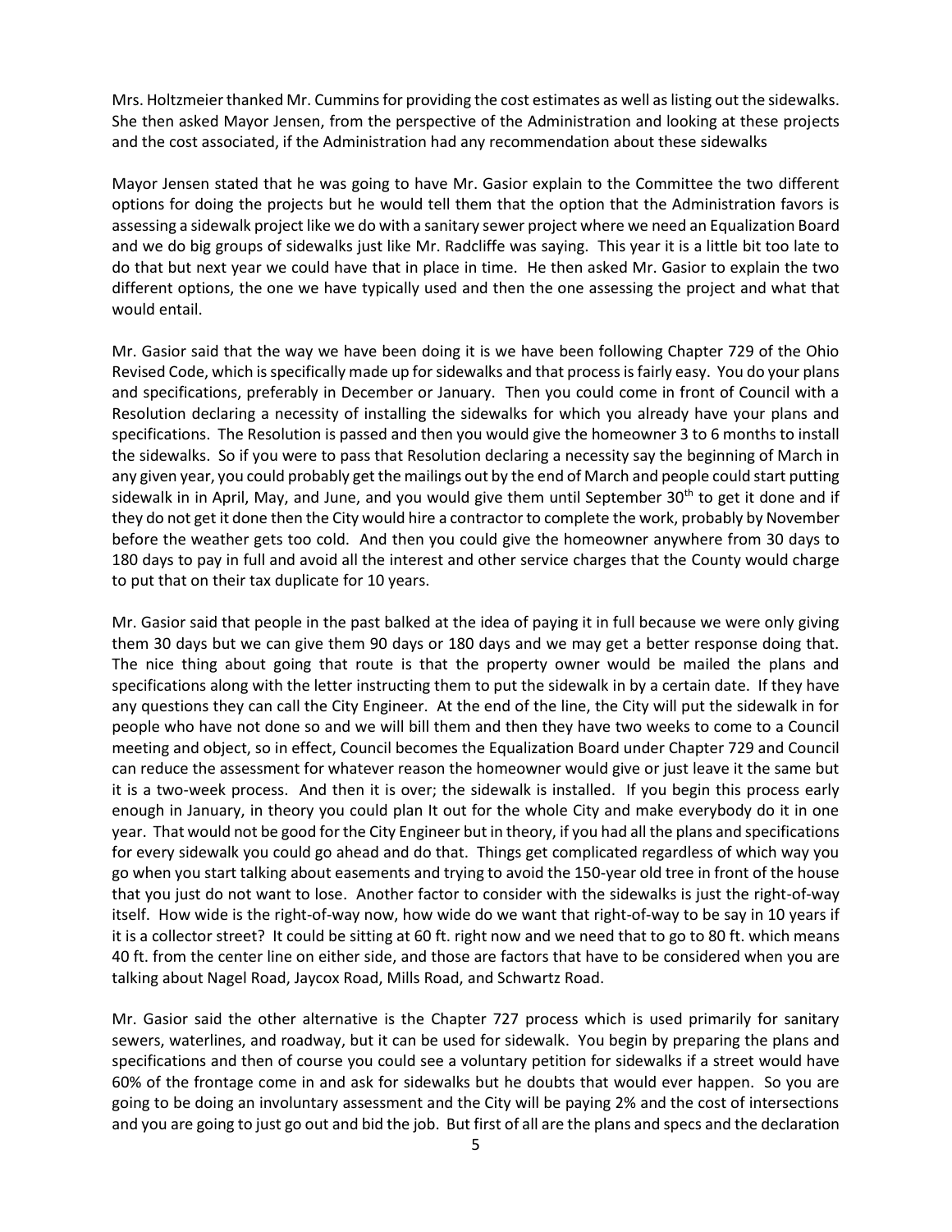Mrs. Holtzmeier thanked Mr. Cummins for providing the cost estimates as well as listing out the sidewalks. She then asked Mayor Jensen, from the perspective of the Administration and looking at these projects and the cost associated, if the Administration had any recommendation about these sidewalks

Mayor Jensen stated that he was going to have Mr. Gasior explain to the Committee the two different options for doing the projects but he would tell them that the option that the Administration favors is assessing a sidewalk project like we do with a sanitary sewer project where we need an Equalization Board and we do big groups of sidewalks just like Mr. Radcliffe was saying. This year it is a little bit too late to do that but next year we could have that in place in time. He then asked Mr. Gasior to explain the two different options, the one we have typically used and then the one assessing the project and what that would entail.

Mr. Gasior said that the way we have been doing it is we have been following Chapter 729 of the Ohio Revised Code, which is specifically made up for sidewalks and that process is fairly easy. You do your plans and specifications, preferably in December or January. Then you could come in front of Council with a Resolution declaring a necessity of installing the sidewalks for which you already have your plans and specifications. The Resolution is passed and then you would give the homeowner 3 to 6 months to install the sidewalks. So if you were to pass that Resolution declaring a necessity say the beginning of March in any given year, you could probably get the mailings out by the end of March and people could start putting sidewalk in in April, May, and June, and you would give them until September 30th to get it done and if they do not get it done then the City would hire a contractor to complete the work, probably by November before the weather gets too cold. And then you could give the homeowner anywhere from 30 days to 180 days to pay in full and avoid all the interest and other service charges that the County would charge to put that on their tax duplicate for 10 years.

Mr. Gasior said that people in the past balked at the idea of paying it in full because we were only giving them 30 days but we can give them 90 days or 180 days and we may get a better response doing that. The nice thing about going that route is that the property owner would be mailed the plans and specifications along with the letter instructing them to put the sidewalk in by a certain date. If they have any questions they can call the City Engineer. At the end of the line, the City will put the sidewalk in for people who have not done so and we will bill them and then they have two weeks to come to a Council meeting and object, so in effect, Council becomes the Equalization Board under Chapter 729 and Council can reduce the assessment for whatever reason the homeowner would give or just leave it the same but it is a two-week process. And then it is over; the sidewalk is installed. If you begin this process early enough in January, in theory you could plan It out for the whole City and make everybody do it in one year. That would not be good for the City Engineer but in theory, if you had all the plans and specifications for every sidewalk you could go ahead and do that. Things get complicated regardless of which way you go when you start talking about easements and trying to avoid the 150-year old tree in front of the house that you just do not want to lose. Another factor to consider with the sidewalks is just the right-of-way itself. How wide is the right-of-way now, how wide do we want that right-of-way to be say in 10 years if it is a collector street? It could be sitting at 60 ft. right now and we need that to go to 80 ft. which means 40 ft. from the center line on either side, and those are factors that have to be considered when you are talking about Nagel Road, Jaycox Road, Mills Road, and Schwartz Road.

Mr. Gasior said the other alternative is the Chapter 727 process which is used primarily for sanitary sewers, waterlines, and roadway, but it can be used for sidewalk. You begin by preparing the plans and specifications and then of course you could see a voluntary petition for sidewalks if a street would have 60% of the frontage come in and ask for sidewalks but he doubts that would ever happen. So you are going to be doing an involuntary assessment and the City will be paying 2% and the cost of intersections and you are going to just go out and bid the job. But first of all are the plans and specs and the declaration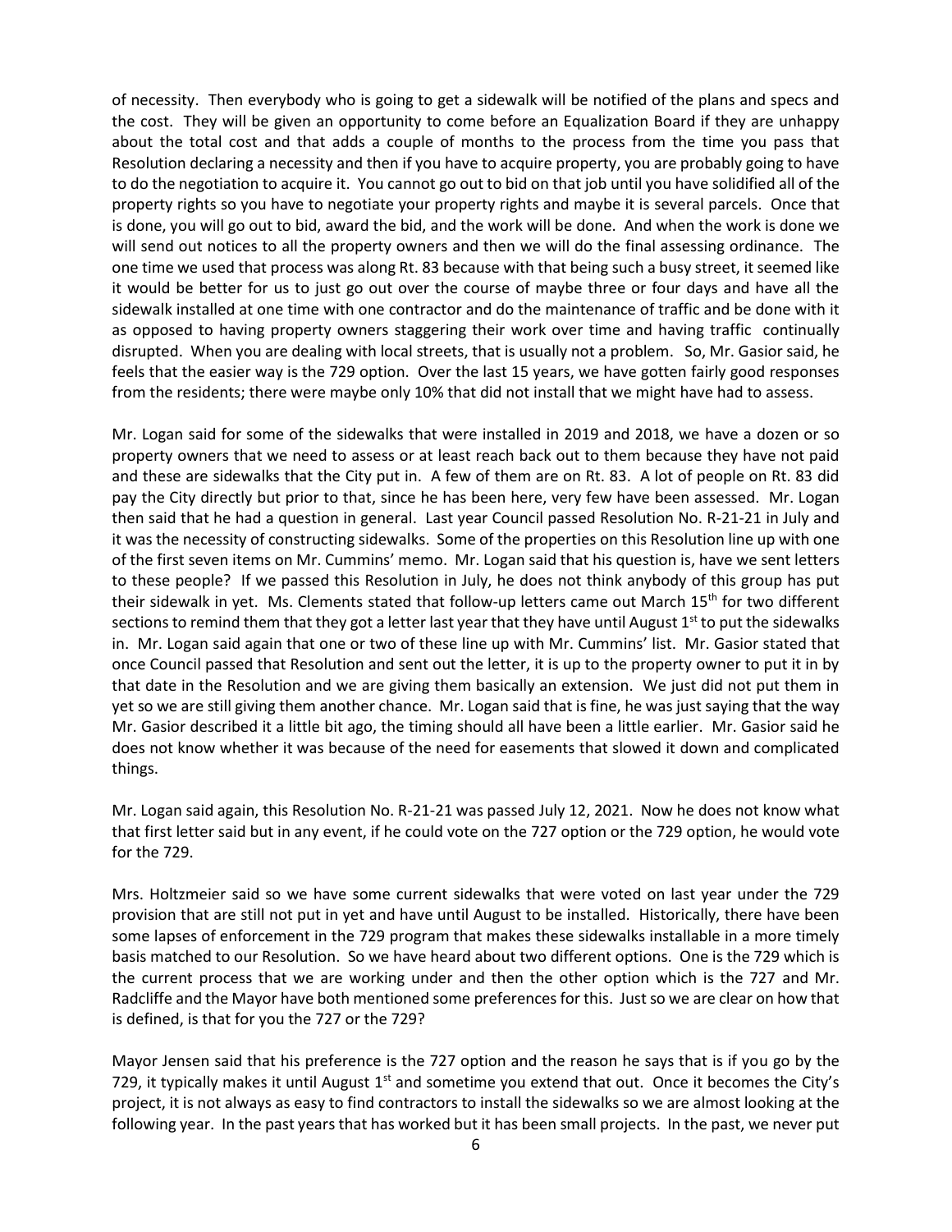of necessity. Then everybody who is going to get a sidewalk will be notified of the plans and specs and the cost. They will be given an opportunity to come before an Equalization Board if they are unhappy about the total cost and that adds a couple of months to the process from the time you pass that Resolution declaring a necessity and then if you have to acquire property, you are probably going to have to do the negotiation to acquire it. You cannot go out to bid on that job until you have solidified all of the property rights so you have to negotiate your property rights and maybe it is several parcels. Once that is done, you will go out to bid, award the bid, and the work will be done. And when the work is done we will send out notices to all the property owners and then we will do the final assessing ordinance. The one time we used that process was along Rt. 83 because with that being such a busy street, it seemed like it would be better for us to just go out over the course of maybe three or four days and have all the sidewalk installed at one time with one contractor and do the maintenance of traffic and be done with it as opposed to having property owners staggering their work over time and having traffic continually disrupted. When you are dealing with local streets, that is usually not a problem. So, Mr. Gasior said, he feels that the easier way is the 729 option. Over the last 15 years, we have gotten fairly good responses from the residents; there were maybe only 10% that did not install that we might have had to assess.

Mr. Logan said for some of the sidewalks that were installed in 2019 and 2018, we have a dozen or so property owners that we need to assess or at least reach back out to them because they have not paid and these are sidewalks that the City put in. A few of them are on Rt. 83. A lot of people on Rt. 83 did pay the City directly but prior to that, since he has been here, very few have been assessed. Mr. Logan then said that he had a question in general. Last year Council passed Resolution No. R-21-21 in July and it was the necessity of constructing sidewalks. Some of the properties on this Resolution line up with one of the first seven items on Mr. Cummins' memo. Mr. Logan said that his question is, have we sent letters to these people? If we passed this Resolution in July, he does not think anybody of this group has put their sidewalk in yet. Ms. Clements stated that follow-up letters came out March 15th for two different sections to remind them that they got a letter last year that they have until August 1st to put the sidewalks in. Mr. Logan said again that one or two of these line up with Mr. Cummins' list. Mr. Gasior stated that once Council passed that Resolution and sent out the letter, it is up to the property owner to put it in by that date in the Resolution and we are giving them basically an extension. We just did not put them in yet so we are still giving them another chance. Mr. Logan said that is fine, he was just saying that the way Mr. Gasior described it a little bit ago, the timing should all have been a little earlier. Mr. Gasior said he does not know whether it was because of the need for easements that slowed it down and complicated things.

Mr. Logan said again, this Resolution No. R-21-21 was passed July 12, 2021. Now he does not know what that first letter said but in any event, if he could vote on the 727 option or the 729 option, he would vote for the 729.

Mrs. Holtzmeier said so we have some current sidewalks that were voted on last year under the 729 provision that are still not put in yet and have until August to be installed. Historically, there have been some lapses of enforcement in the 729 program that makes these sidewalks installable in a more timely basis matched to our Resolution. So we have heard about two different options. One is the 729 which is the current process that we are working under and then the other option which is the 727 and Mr. Radcliffe and the Mayor have both mentioned some preferences for this. Just so we are clear on how that is defined, is that for you the 727 or the 729?

Mayor Jensen said that his preference is the 727 option and the reason he says that is if you go by the 729, it typically makes it until August 1st and sometime you extend that out. Once it becomes the City's project, it is not always as easy to find contractors to install the sidewalks so we are almost looking at the following year. In the past years that has worked but it has been small projects. In the past, we never put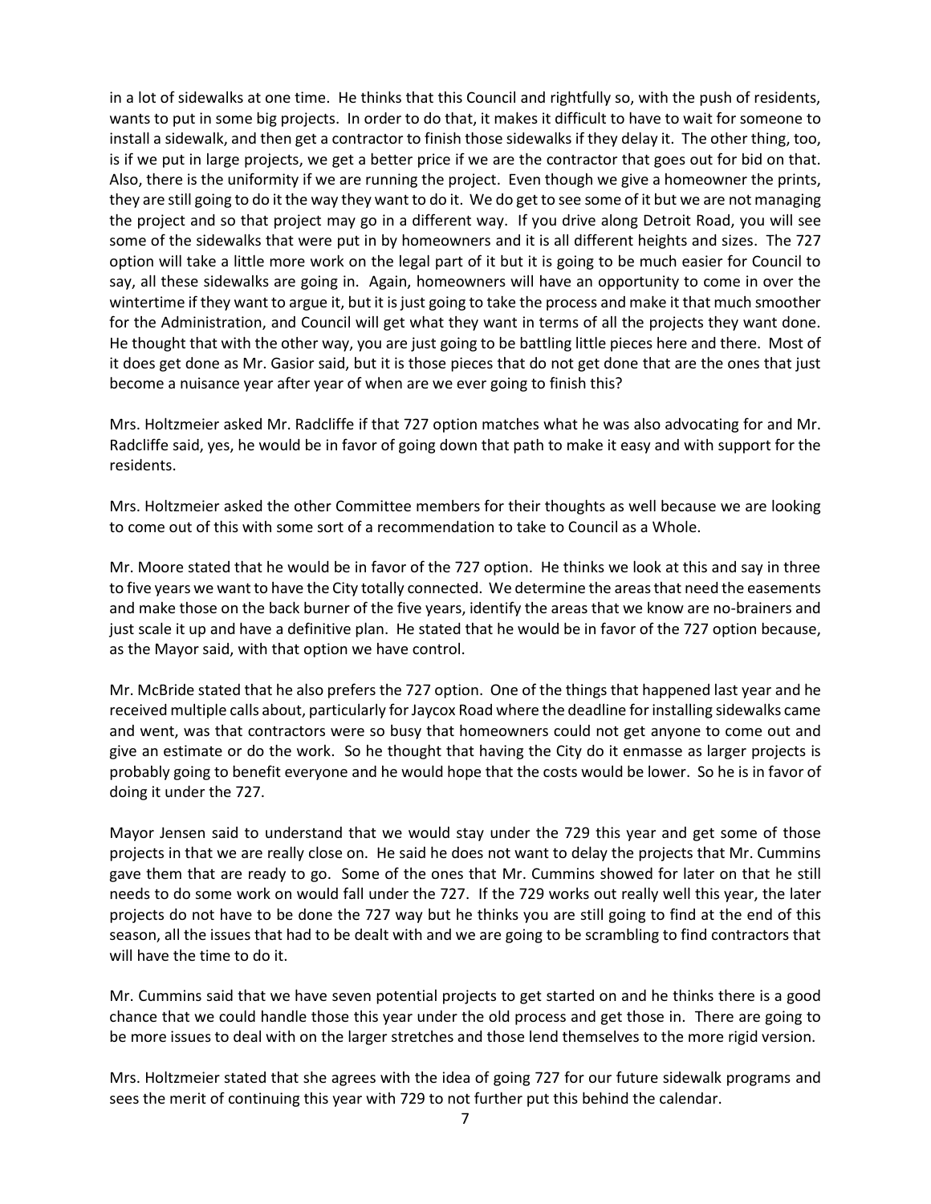in a lot of sidewalks at one time. He thinks that this Council and rightfully so, with the push of residents, wants to put in some big projects. In order to do that, it makes it difficult to have to wait for someone to install a sidewalk, and then get a contractor to finish those sidewalks if they delay it. The other thing, too, is if we put in large projects, we get a better price if we are the contractor that goes out for bid on that. Also, there is the uniformity if we are running the project. Even though we give a homeowner the prints, they are still going to do it the way they want to do it. We do get to see some of it but we are not managing the project and so that project may go in a different way. If you drive along Detroit Road, you will see some of the sidewalks that were put in by homeowners and it is all different heights and sizes. The 727 option will take a little more work on the legal part of it but it is going to be much easier for Council to say, all these sidewalks are going in. Again, homeowners will have an opportunity to come in over the wintertime if they want to argue it, but it is just going to take the process and make it that much smoother for the Administration, and Council will get what they want in terms of all the projects they want done. He thought that with the other way, you are just going to be battling little pieces here and there. Most of it does get done as Mr. Gasior said, but it is those pieces that do not get done that are the ones that just become a nuisance year after year of when are we ever going to finish this?

Mrs. Holtzmeier asked Mr. Radcliffe if that 727 option matches what he was also advocating for and Mr. Radcliffe said, yes, he would be in favor of going down that path to make it easy and with support for the residents.

Mrs. Holtzmeier asked the other Committee members for their thoughts as well because we are looking to come out of this with some sort of a recommendation to take to Council as a Whole.

Mr. Moore stated that he would be in favor of the 727 option. He thinks we look at this and say in three to five years we want to have the City totally connected. We determine the areas that need the easements and make those on the back burner of the five years, identify the areas that we know are no-brainers and just scale it up and have a definitive plan. He stated that he would be in favor of the 727 option because, as the Mayor said, with that option we have control.

Mr. McBride stated that he also prefers the 727 option. One of the things that happened last year and he received multiple calls about, particularly for Jaycox Road where the deadline for installing sidewalks came and went, was that contractors were so busy that homeowners could not get anyone to come out and give an estimate or do the work. So he thought that having the City do it enmasse as larger projects is probably going to benefit everyone and he would hope that the costs would be lower. So he is in favor of doing it under the 727.

Mayor Jensen said to understand that we would stay under the 729 this year and get some of those projects in that we are really close on. He said he does not want to delay the projects that Mr. Cummins gave them that are ready to go. Some of the ones that Mr. Cummins showed for later on that he still needs to do some work on would fall under the 727. If the 729 works out really well this year, the later projects do not have to be done the 727 way but he thinks you are still going to find at the end of this season, all the issues that had to be dealt with and we are going to be scrambling to find contractors that will have the time to do it.

Mr. Cummins said that we have seven potential projects to get started on and he thinks there is a good chance that we could handle those this year under the old process and get those in. There are going to be more issues to deal with on the larger stretches and those lend themselves to the more rigid version.

Mrs. Holtzmeier stated that she agrees with the idea of going 727 for our future sidewalk programs and sees the merit of continuing this year with 729 to not further put this behind the calendar.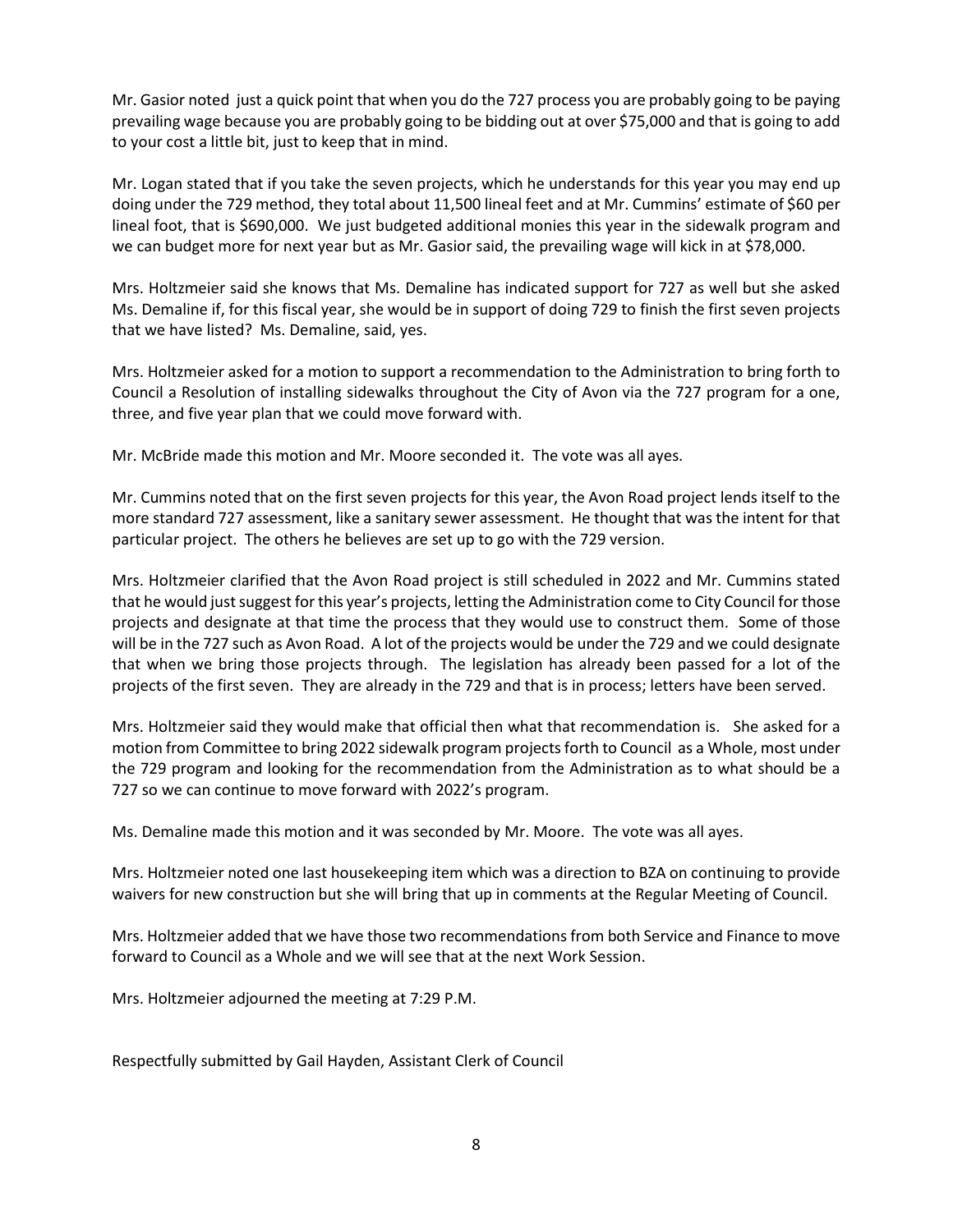Mr. Gasior noted just a quick point that when you do the 727 process you are probably going to be paying prevailing wage because you are probably going to be bidding out at over $75,000 and that is going to add to your cost a little bit, just to keep that in mind.

Mr. Logan stated that if you take the seven projects, which he understands for this year you may end up doing under the 729 method, they total about 11,500 lineal feet and at Mr. Cummins' estimate of $60 per lineal foot, that is $690,000. We just budgeted additional monies this year in the sidewalk program and we can budget more for next year but as Mr. Gasior said, the prevailing wage will kick in at $78,000.

Mrs. Holtzmeier said she knows that Ms. Demaline has indicated support for 727 as well but she asked Ms. Demaline if, for this fiscal year, she would be in support of doing 729 to finish the first seven projects that we have listed? Ms. Demaline, said, yes.

Mrs. Holtzmeier asked for a motion to support a recommendation to the Administration to bring forth to Council a Resolution of installing sidewalks throughout the City of Avon via the 727 program for a one, three, and five year plan that we could move forward with.

Mr. McBride made this motion and Mr. Moore seconded it. The vote was all ayes.

Mr. Cummins noted that on the first seven projects for this year, the Avon Road project lends itself to the more standard 727 assessment, like a sanitary sewer assessment. He thought that was the intent for that particular project. The others he believes are set up to go with the 729 version.

Mrs. Holtzmeier clarified that the Avon Road project is still scheduled in 2022 and Mr. Cummins stated that he would just suggest for this year's projects, letting the Administration come to City Council for those projects and designate at that time the process that they would use to construct them. Some of those will be in the 727 such as Avon Road. A lot of the projects would be under the 729 and we could designate that when we bring those projects through. The legislation has already been passed for a lot of the projects of the first seven. They are already in the 729 and that is in process; letters have been served.

Mrs. Holtzmeier said they would make that official then what that recommendation is. She asked for a motion from Committee to bring 2022 sidewalk program projects forth to Council as a Whole, most under the 729 program and looking for the recommendation from the Administration as to what should be a 727 so we can continue to move forward with 2022's program.

Ms. Demaline made this motion and it was seconded by Mr. Moore. The vote was all ayes.

Mrs. Holtzmeier noted one last housekeeping item which was a direction to BZA on continuing to provide waivers for new construction but she will bring that up in comments at the Regular Meeting of Council.

Mrs. Holtzmeier added that we have those two recommendations from both Service and Finance to move forward to Council as a Whole and we will see that at the next Work Session.

Mrs. Holtzmeier adjourned the meeting at 7:29 P.M.

Respectfully submitted by Gail Hayden, Assistant Clerk of Council